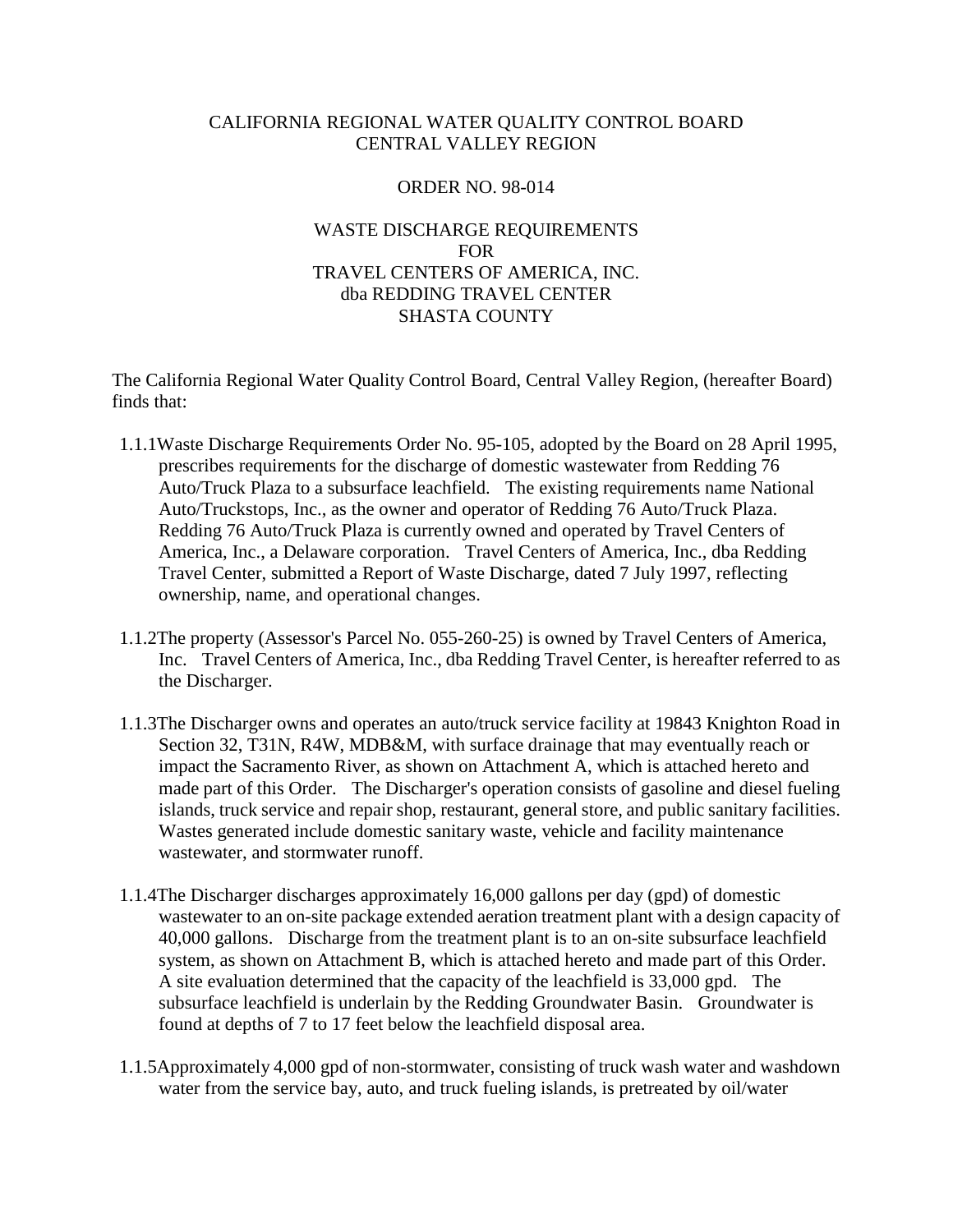CALIFORNIA REGIONAL WATER QUALITY CONTROL BOARD
CENTRAL VALLEY REGION

ORDER NO. 98-014

WASTE DISCHARGE REQUIREMENTS
FOR
TRAVEL CENTERS OF AMERICA, INC.
dba REDDING TRAVEL CENTER
SHASTA COUNTY

The California Regional Water Quality Control Board, Central Valley Region, (hereafter Board) finds that:

1.1.1 Waste Discharge Requirements Order No. 95-105, adopted by the Board on 28 April 1995, prescribes requirements for the discharge of domestic wastewater from Redding 76 Auto/Truck Plaza to a subsurface leachfield. The existing requirements name National Auto/Truckstops, Inc., as the owner and operator of Redding 76 Auto/Truck Plaza. Redding 76 Auto/Truck Plaza is currently owned and operated by Travel Centers of America, Inc., a Delaware corporation. Travel Centers of America, Inc., dba Redding Travel Center, submitted a Report of Waste Discharge, dated 7 July 1997, reflecting ownership, name, and operational changes.

1.1.2 The property (Assessor's Parcel No. 055-260-25) is owned by Travel Centers of America, Inc. Travel Centers of America, Inc., dba Redding Travel Center, is hereafter referred to as the Discharger.

1.1.3 The Discharger owns and operates an auto/truck service facility at 19843 Knighton Road in Section 32, T31N, R4W, MDB&M, with surface drainage that may eventually reach or impact the Sacramento River, as shown on Attachment A, which is attached hereto and made part of this Order. The Discharger's operation consists of gasoline and diesel fueling islands, truck service and repair shop, restaurant, general store, and public sanitary facilities. Wastes generated include domestic sanitary waste, vehicle and facility maintenance wastewater, and stormwater runoff.

1.1.4 The Discharger discharges approximately 16,000 gallons per day (gpd) of domestic wastewater to an on-site package extended aeration treatment plant with a design capacity of 40,000 gallons. Discharge from the treatment plant is to an on-site subsurface leachfield system, as shown on Attachment B, which is attached hereto and made part of this Order. A site evaluation determined that the capacity of the leachfield is 33,000 gpd. The subsurface leachfield is underlain by the Redding Groundwater Basin. Groundwater is found at depths of 7 to 17 feet below the leachfield disposal area.

1.1.5 Approximately 4,000 gpd of non-stormwater, consisting of truck wash water and washdown water from the service bay, auto, and truck fueling islands, is pretreated by oil/water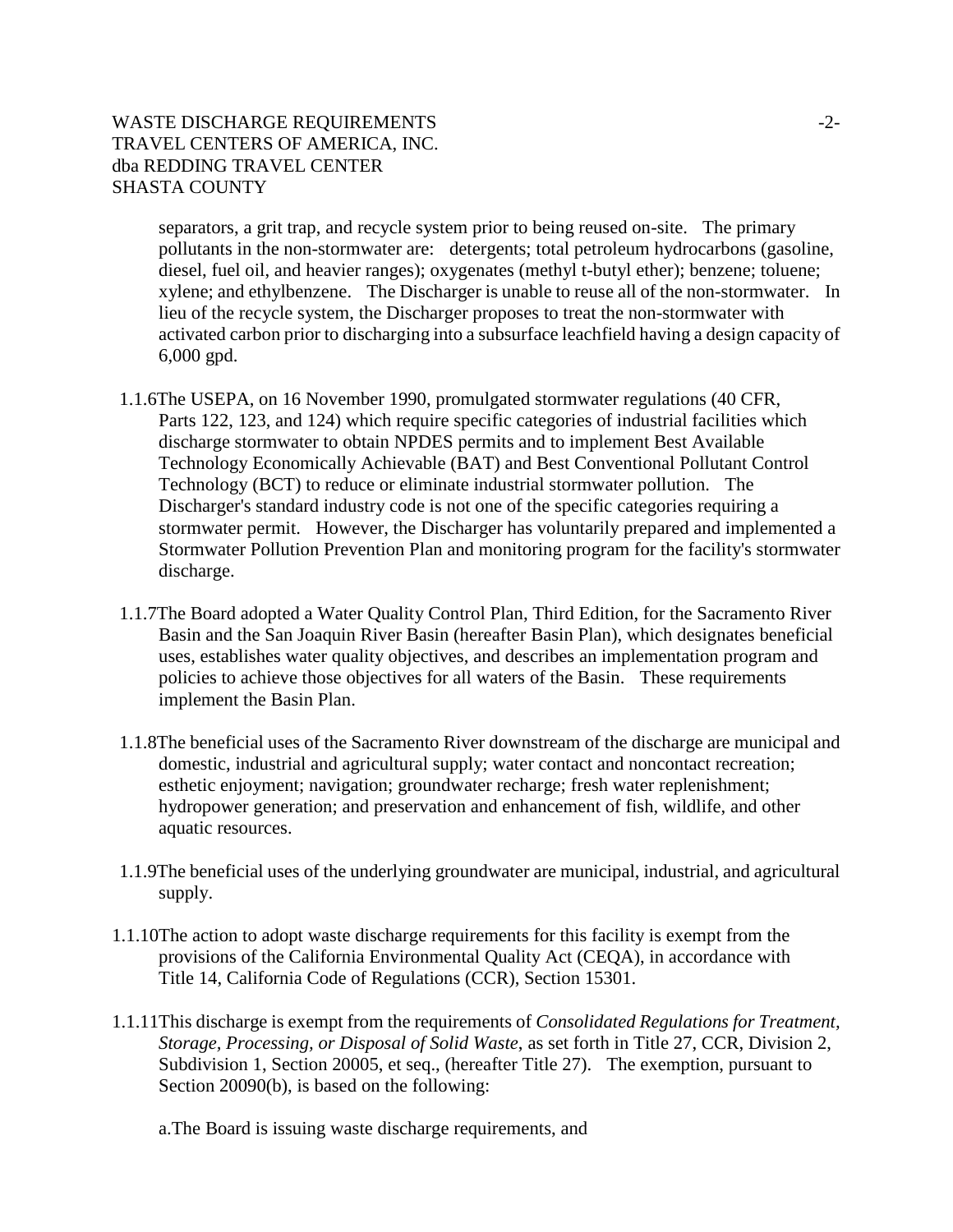separators, a grit trap, and recycle system prior to being reused on-site. The primary pollutants in the non-stormwater are: detergents; total petroleum hydrocarbons (gasoline, diesel, fuel oil, and heavier ranges); oxygenates (methyl t-butyl ether); benzene; toluene; xylene; and ethylbenzene. The Discharger is unable to reuse all of the non-stormwater. In lieu of the recycle system, the Discharger proposes to treat the non-stormwater with activated carbon prior to discharging into a subsurface leachfield having a design capacity of 6,000 gpd.

1.1.6 The USEPA, on 16 November 1990, promulgated stormwater regulations (40 CFR, Parts 122, 123, and 124) which require specific categories of industrial facilities which discharge stormwater to obtain NPDES permits and to implement Best Available Technology Economically Achievable (BAT) and Best Conventional Pollutant Control Technology (BCT) to reduce or eliminate industrial stormwater pollution. The Discharger's standard industry code is not one of the specific categories requiring a stormwater permit. However, the Discharger has voluntarily prepared and implemented a Stormwater Pollution Prevention Plan and monitoring program for the facility's stormwater discharge.

1.1.7 The Board adopted a Water Quality Control Plan, Third Edition, for the Sacramento River Basin and the San Joaquin River Basin (hereafter Basin Plan), which designates beneficial uses, establishes water quality objectives, and describes an implementation program and policies to achieve those objectives for all waters of the Basin. These requirements implement the Basin Plan.

1.1.8 The beneficial uses of the Sacramento River downstream of the discharge are municipal and domestic, industrial and agricultural supply; water contact and noncontact recreation; esthetic enjoyment; navigation; groundwater recharge; fresh water replenishment; hydropower generation; and preservation and enhancement of fish, wildlife, and other aquatic resources.

1.1.9 The beneficial uses of the underlying groundwater are municipal, industrial, and agricultural supply.

1.1.10 The action to adopt waste discharge requirements for this facility is exempt from the provisions of the California Environmental Quality Act (CEQA), in accordance with Title 14, California Code of Regulations (CCR), Section 15301.

1.1.11 This discharge is exempt from the requirements of *Consolidated Regulations for Treatment, Storage, Processing, or Disposal of Solid Waste*, as set forth in Title 27, CCR, Division 2, Subdivision 1, Section 20005, et seq., (hereafter Title 27). The exemption, pursuant to Section 20090(b), is based on the following:

a. The Board is issuing waste discharge requirements, and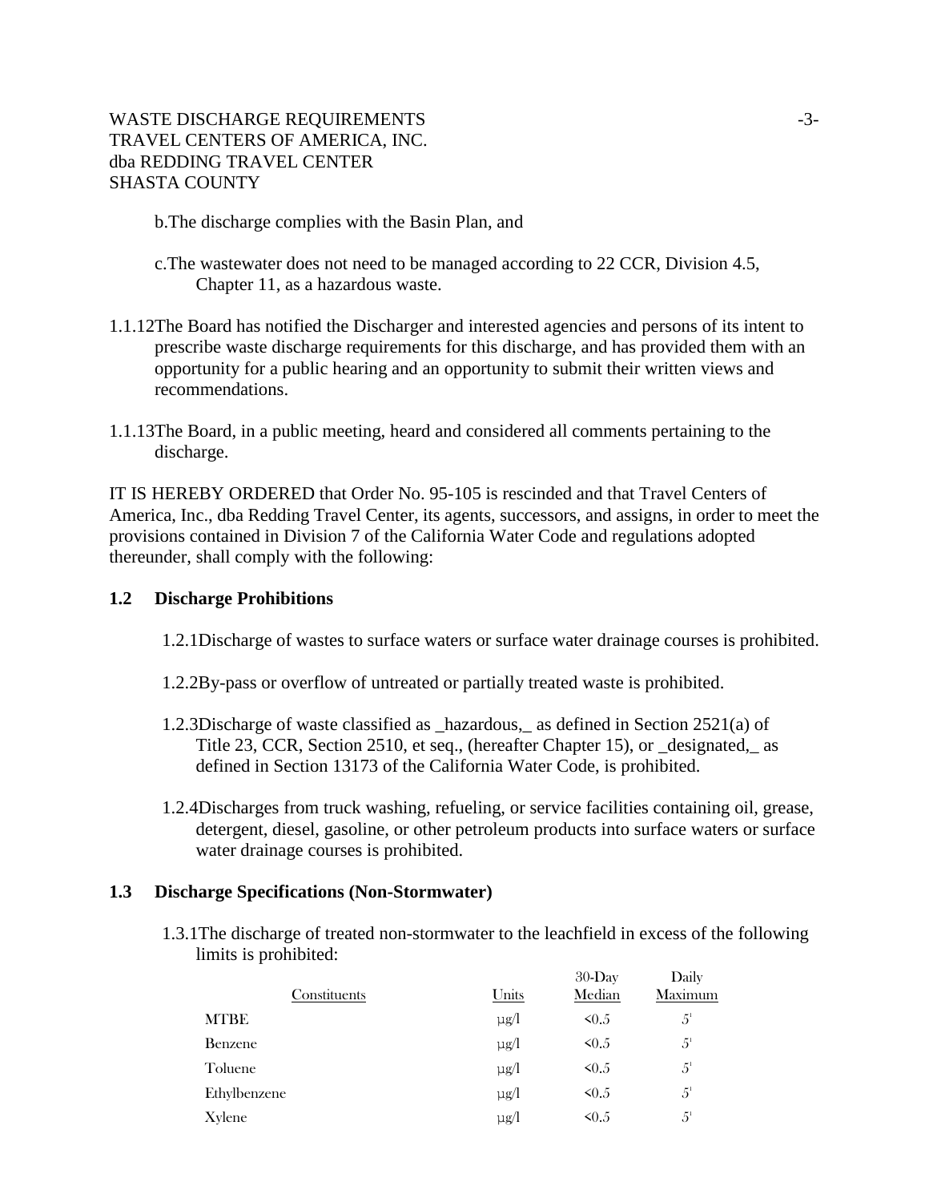b.The discharge complies with the Basin Plan, and

c.The wastewater does not need to be managed according to 22 CCR, Division 4.5, Chapter 11, as a hazardous waste.

1.1.12The Board has notified the Discharger and interested agencies and persons of its intent to prescribe waste discharge requirements for this discharge, and has provided them with an opportunity for a public hearing and an opportunity to submit their written views and recommendations.

1.1.13The Board, in a public meeting, heard and considered all comments pertaining to the discharge.

IT IS HEREBY ORDERED that Order No. 95-105 is rescinded and that Travel Centers of America, Inc., dba Redding Travel Center, its agents, successors, and assigns, in order to meet the provisions contained in Division 7 of the California Water Code and regulations adopted thereunder, shall comply with the following:

## 1.2 Discharge Prohibitions

1.2.1Discharge of wastes to surface waters or surface water drainage courses is prohibited.

1.2.2By-pass or overflow of untreated or partially treated waste is prohibited.

1.2.3Discharge of waste classified as _hazardous,_ as defined in Section 2521(a) of Title 23, CCR, Section 2510, et seq., (hereafter Chapter 15), or _designated,_ as defined in Section 13173 of the California Water Code, is prohibited.

1.2.4Discharges from truck washing, refueling, or service facilities containing oil, grease, detergent, diesel, gasoline, or other petroleum products into surface waters or surface water drainage courses is prohibited.

## 1.3 Discharge Specifications (Non-Stormwater)

1.3.1The discharge of treated non-stormwater to the leachfield in excess of the following limits is prohibited:

| Constituents | Units | 30-Day Median | Daily Maximum |
|---|---|---|---|
| MTBE | µg/l | <0.5 | 5[1] |
| Benzene | µg/l | <0.5 | 5[1] |
| Toluene | µg/l | <0.5 | 5[1] |
| Ethylbenzene | µg/l | <0.5 | 5[1] |
| Xylene | µg/l | <0.5 | 5[1] |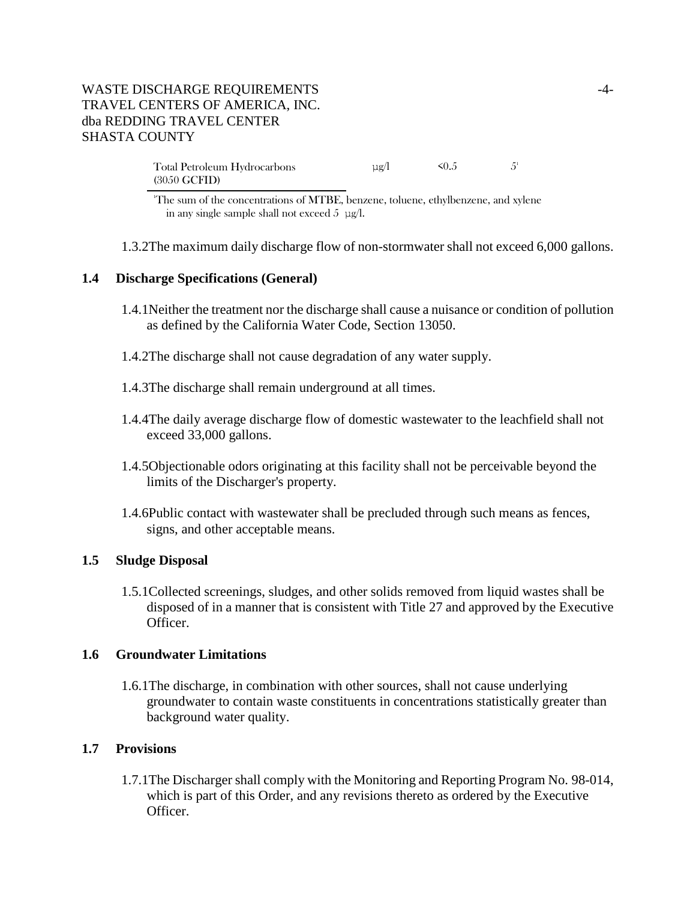| | | | |
|---|---|---|---|
| Total Petroleum Hydrocarbons (3050 GCFID) | µg/l | <0.5 | 5[1] |

[1]The sum of the concentrations of MTBE, benzene, toluene, ethylbenzene, and xylene in any single sample shall not exceed 5 µg/l.

1.3.2 The maximum daily discharge flow of non-stormwater shall not exceed 6,000 gallons.

### 1.4 Discharge Specifications (General)

1.4.1 Neither the treatment nor the discharge shall cause a nuisance or condition of pollution as defined by the California Water Code, Section 13050.

1.4.2 The discharge shall not cause degradation of any water supply.

1.4.3 The discharge shall remain underground at all times.

1.4.4 The daily average discharge flow of domestic wastewater to the leachfield shall not exceed 33,000 gallons.

1.4.5 Objectionable odors originating at this facility shall not be perceivable beyond the limits of the Discharger's property.

1.4.6 Public contact with wastewater shall be precluded through such means as fences, signs, and other acceptable means.

### 1.5 Sludge Disposal

1.5.1 Collected screenings, sludges, and other solids removed from liquid wastes shall be disposed of in a manner that is consistent with Title 27 and approved by the Executive Officer.

### 1.6 Groundwater Limitations

1.6.1 The discharge, in combination with other sources, shall not cause underlying groundwater to contain waste constituents in concentrations statistically greater than background water quality.

### 1.7 Provisions

1.7.1 The Discharger shall comply with the Monitoring and Reporting Program No. 98-014, which is part of this Order, and any revisions thereto as ordered by the Executive Officer.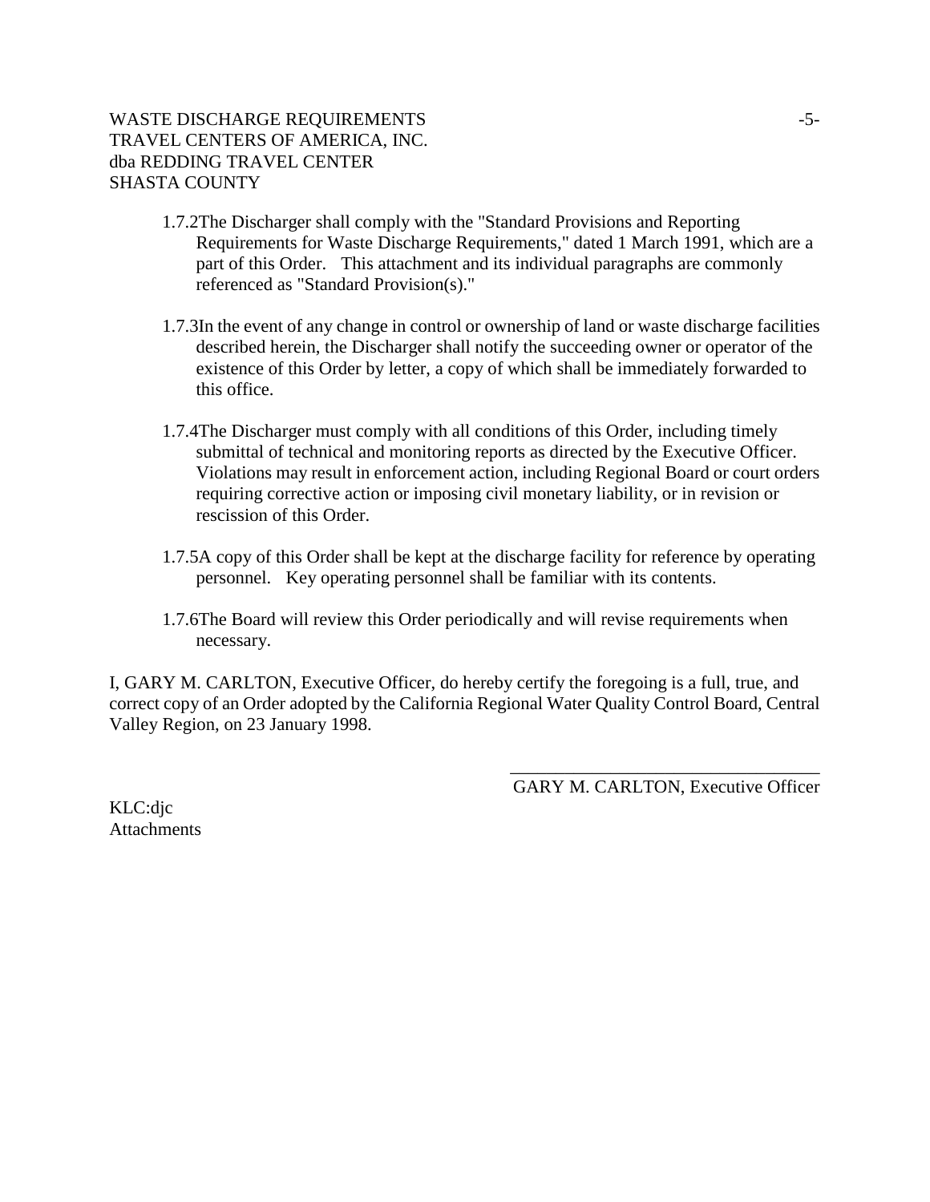1.7.2 The Discharger shall comply with the "Standard Provisions and Reporting Requirements for Waste Discharge Requirements," dated 1 March 1991, which are a part of this Order. This attachment and its individual paragraphs are commonly referenced as "Standard Provision(s)."

1.7.3 In the event of any change in control or ownership of land or waste discharge facilities described herein, the Discharger shall notify the succeeding owner or operator of the existence of this Order by letter, a copy of which shall be immediately forwarded to this office.

1.7.4 The Discharger must comply with all conditions of this Order, including timely submittal of technical and monitoring reports as directed by the Executive Officer. Violations may result in enforcement action, including Regional Board or court orders requiring corrective action or imposing civil monetary liability, or in revision or rescission of this Order.

1.7.5 A copy of this Order shall be kept at the discharge facility for reference by operating personnel. Key operating personnel shall be familiar with its contents.

1.7.6 The Board will review this Order periodically and will revise requirements when necessary.

I, GARY M. CARLTON, Executive Officer, do hereby certify the foregoing is a full, true, and correct copy of an Order adopted by the California Regional Water Quality Control Board, Central Valley Region, on 23 January 1998.

\_\_\_\_\_\_\_\_\_\_\_\_\_\_\_\_\_\_\_\_\_\_\_\_\_\_\_\_\_\_\_\_\_\_

GARY M. CARLTON, Executive Officer

KLC:djc
Attachments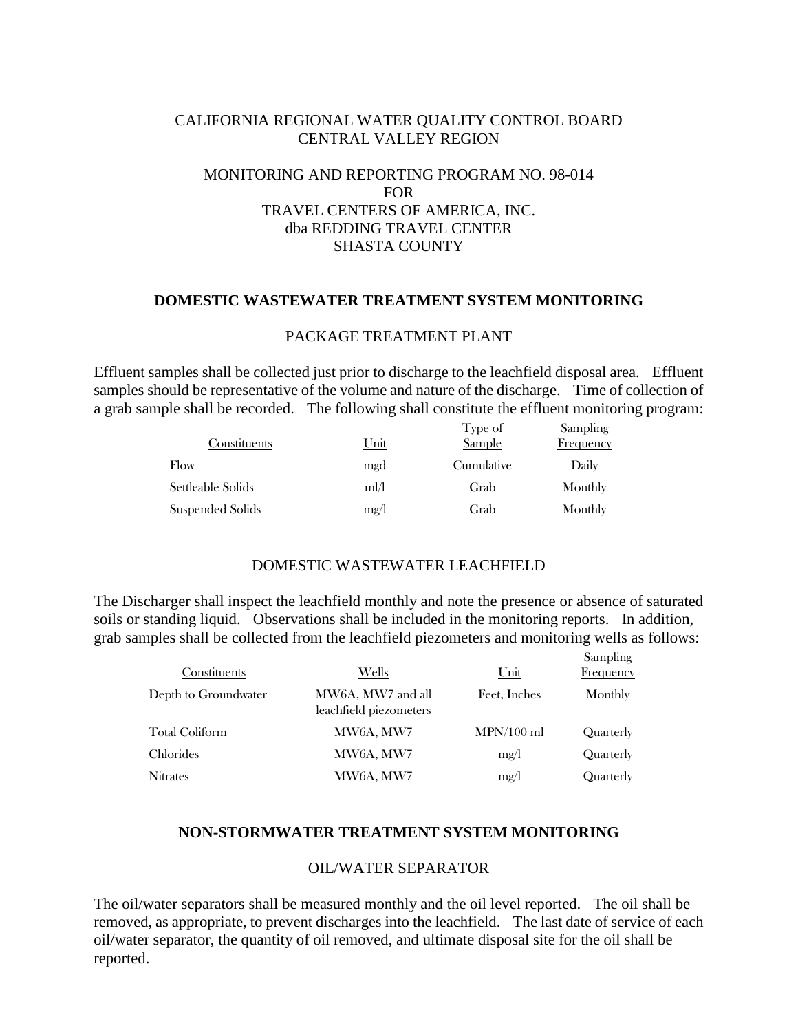CALIFORNIA REGIONAL WATER QUALITY CONTROL BOARD
CENTRAL VALLEY REGION

MONITORING AND REPORTING PROGRAM NO. 98-014
FOR
TRAVEL CENTERS OF AMERICA, INC.
dba REDDING TRAVEL CENTER
SHASTA COUNTY

## DOMESTIC WASTEWATER TREATMENT SYSTEM MONITORING

### PACKAGE TREATMENT PLANT

Effluent samples shall be collected just prior to discharge to the leachfield disposal area. Effluent samples should be representative of the volume and nature of the discharge. Time of collection of a grab sample shall be recorded. The following shall constitute the effluent monitoring program:

| Constituents | Unit | Type of Sample | Sampling Frequency |
|---|---|---|---|
| Flow | mgd | Cumulative | Daily |
| Settleable Solids | ml/l | Grab | Monthly |
| Suspended Solids | mg/l | Grab | Monthly |

### DOMESTIC WASTEWATER LEACHFIELD

The Discharger shall inspect the leachfield monthly and note the presence or absence of saturated soils or standing liquid. Observations shall be included in the monitoring reports. In addition, grab samples shall be collected from the leachfield piezometers and monitoring wells as follows:

| Constituents | Wells | Unit | Sampling Frequency |
|---|---|---|---|
| Depth to Groundwater | MW6A, MW7 and all leachfield piezometers | Feet, Inches | Monthly |
| Total Coliform | MW6A, MW7 | MPN/100 ml | Quarterly |
| Chlorides | MW6A, MW7 | mg/l | Quarterly |
| Nitrates | MW6A, MW7 | mg/l | Quarterly |

## NON-STORMWATER TREATMENT SYSTEM MONITORING

### OIL/WATER SEPARATOR

The oil/water separators shall be measured monthly and the oil level reported. The oil shall be removed, as appropriate, to prevent discharges into the leachfield. The last date of service of each oil/water separator, the quantity of oil removed, and ultimate disposal site for the oil shall be reported.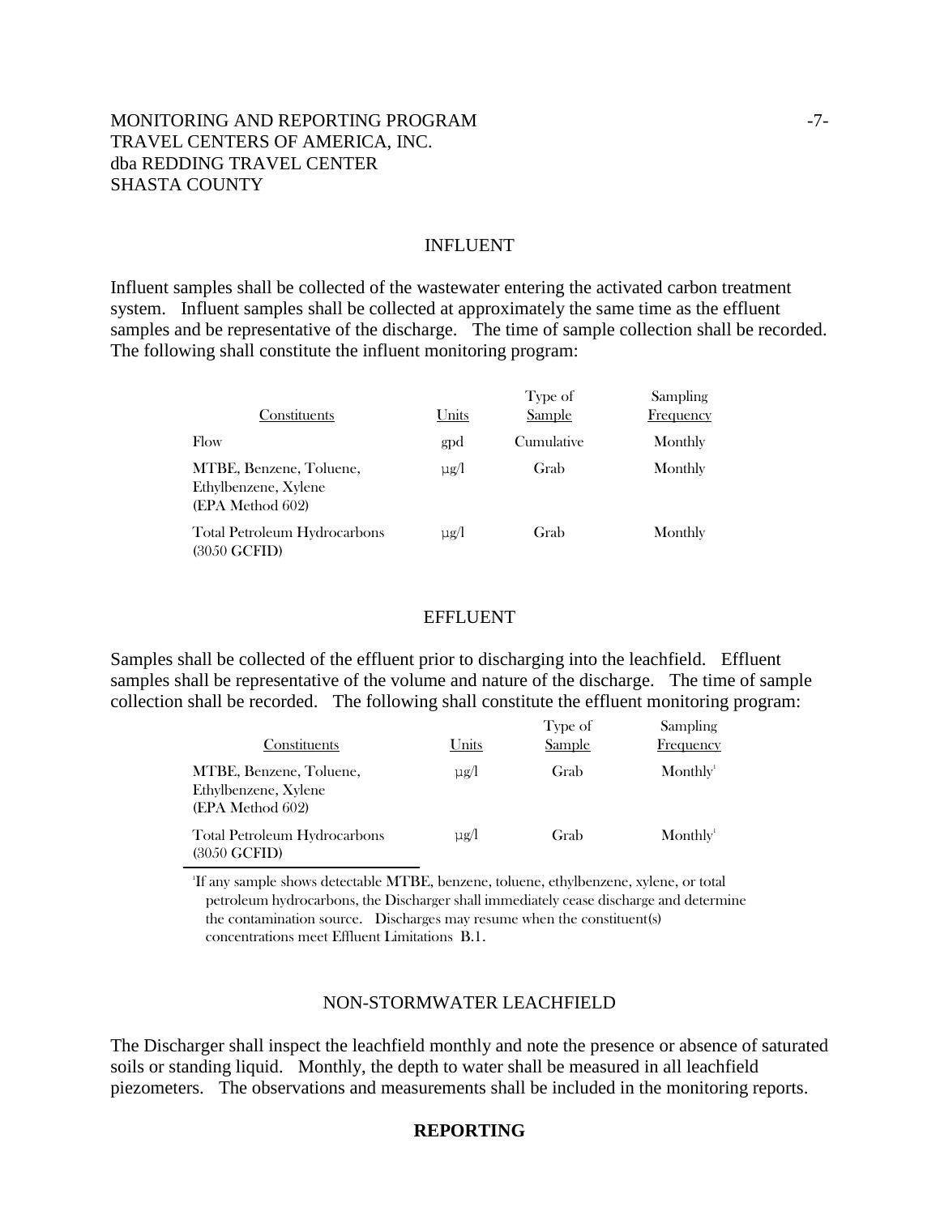## INFLUENT

Influent samples shall be collected of the wastewater entering the activated carbon treatment system. Influent samples shall be collected at approximately the same time as the effluent samples and be representative of the discharge. The time of sample collection shall be recorded. The following shall constitute the influent monitoring program:

| Constituents | Units | Type of Sample | Sampling Frequency |
|---|---|---|---|
| Flow | gpd | Cumulative | Monthly |
| MTBE, Benzene, Toluene, Ethylbenzene, Xylene (EPA Method 602) | µg/l | Grab | Monthly |
| Total Petroleum Hydrocarbons (3050 GCFID) | µg/l | Grab | Monthly |

## EFFLUENT

Samples shall be collected of the effluent prior to discharging into the leachfield. Effluent samples shall be representative of the volume and nature of the discharge. The time of sample collection shall be recorded. The following shall constitute the effluent monitoring program:

| Constituents | Units | Type of Sample | Sampling Frequency |
|---|---|---|---|
| MTBE, Benzene, Toluene, Ethylbenzene, Xylene (EPA Method 602) | µg/l | Grab | Monthly[1] |
| Total Petroleum Hydrocarbons (3050 GCFID) | µg/l | Grab | Monthly[1] |

[1] If any sample shows detectable MTBE, benzene, toluene, ethylbenzene, xylene, or total petroleum hydrocarbons, the Discharger shall immediately cease discharge and determine the contamination source. Discharges may resume when the constituent(s) concentrations meet Effluent Limitations B.1.

## NON-STORMWATER LEACHFIELD

The Discharger shall inspect the leachfield monthly and note the presence or absence of saturated soils or standing liquid. Monthly, the depth to water shall be measured in all leachfield piezometers. The observations and measurements shall be included in the monitoring reports.

## REPORTING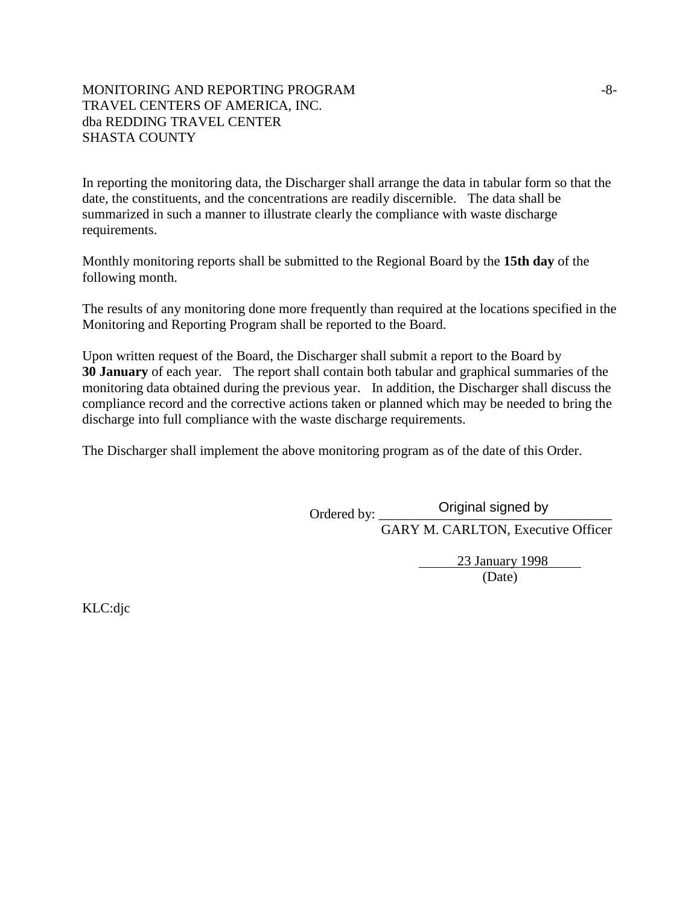In reporting the monitoring data, the Discharger shall arrange the data in tabular form so that the date, the constituents, and the concentrations are readily discernible. The data shall be summarized in such a manner to illustrate clearly the compliance with waste discharge requirements.

Monthly monitoring reports shall be submitted to the Regional Board by the **15th day** of the following month.

The results of any monitoring done more frequently than required at the locations specified in the Monitoring and Reporting Program shall be reported to the Board.

Upon written request of the Board, the Discharger shall submit a report to the Board by **30 January** of each year. The report shall contain both tabular and graphical summaries of the monitoring data obtained during the previous year. In addition, the Discharger shall discuss the compliance record and the corrective actions taken or planned which may be needed to bring the discharge into full compliance with the waste discharge requirements.

The Discharger shall implement the above monitoring program as of the date of this Order.

Ordered by: Original signed by
GARY M. CARLTON, Executive Officer

23 January 1998
(Date)

KLC:djc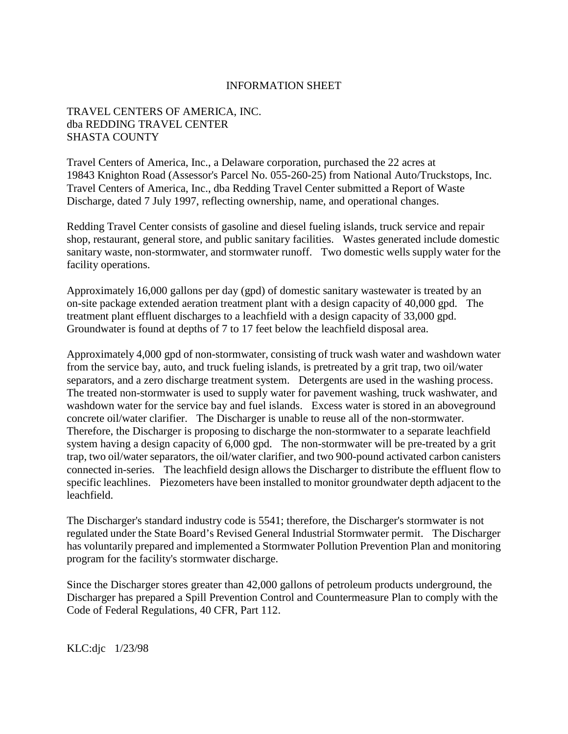# INFORMATION SHEET

TRAVEL CENTERS OF AMERICA, INC.
dba REDDING TRAVEL CENTER
SHASTA COUNTY

Travel Centers of America, Inc., a Delaware corporation, purchased the 22 acres at 19843 Knighton Road (Assessor's Parcel No. 055-260-25) from National Auto/Truckstops, Inc. Travel Centers of America, Inc., dba Redding Travel Center submitted a Report of Waste Discharge, dated 7 July 1997, reflecting ownership, name, and operational changes.

Redding Travel Center consists of gasoline and diesel fueling islands, truck service and repair shop, restaurant, general store, and public sanitary facilities. Wastes generated include domestic sanitary waste, non-stormwater, and stormwater runoff. Two domestic wells supply water for the facility operations.

Approximately 16,000 gallons per day (gpd) of domestic sanitary wastewater is treated by an on-site package extended aeration treatment plant with a design capacity of 40,000 gpd. The treatment plant effluent discharges to a leachfield with a design capacity of 33,000 gpd. Groundwater is found at depths of 7 to 17 feet below the leachfield disposal area.

Approximately 4,000 gpd of non-stormwater, consisting of truck wash water and washdown water from the service bay, auto, and truck fueling islands, is pretreated by a grit trap, two oil/water separators, and a zero discharge treatment system. Detergents are used in the washing process. The treated non-stormwater is used to supply water for pavement washing, truck washwater, and washdown water for the service bay and fuel islands. Excess water is stored in an aboveground concrete oil/water clarifier. The Discharger is unable to reuse all of the non-stormwater. Therefore, the Discharger is proposing to discharge the non-stormwater to a separate leachfield system having a design capacity of 6,000 gpd. The non-stormwater will be pre-treated by a grit trap, two oil/water separators, the oil/water clarifier, and two 900-pound activated carbon canisters connected in-series. The leachfield design allows the Discharger to distribute the effluent flow to specific leachlines. Piezometers have been installed to monitor groundwater depth adjacent to the leachfield.

The Discharger's standard industry code is 5541; therefore, the Discharger's stormwater is not regulated under the State Board's Revised General Industrial Stormwater permit. The Discharger has voluntarily prepared and implemented a Stormwater Pollution Prevention Plan and monitoring program for the facility's stormwater discharge.

Since the Discharger stores greater than 42,000 gallons of petroleum products underground, the Discharger has prepared a Spill Prevention Control and Countermeasure Plan to comply with the Code of Federal Regulations, 40 CFR, Part 112.

KLC:djc 1/23/98